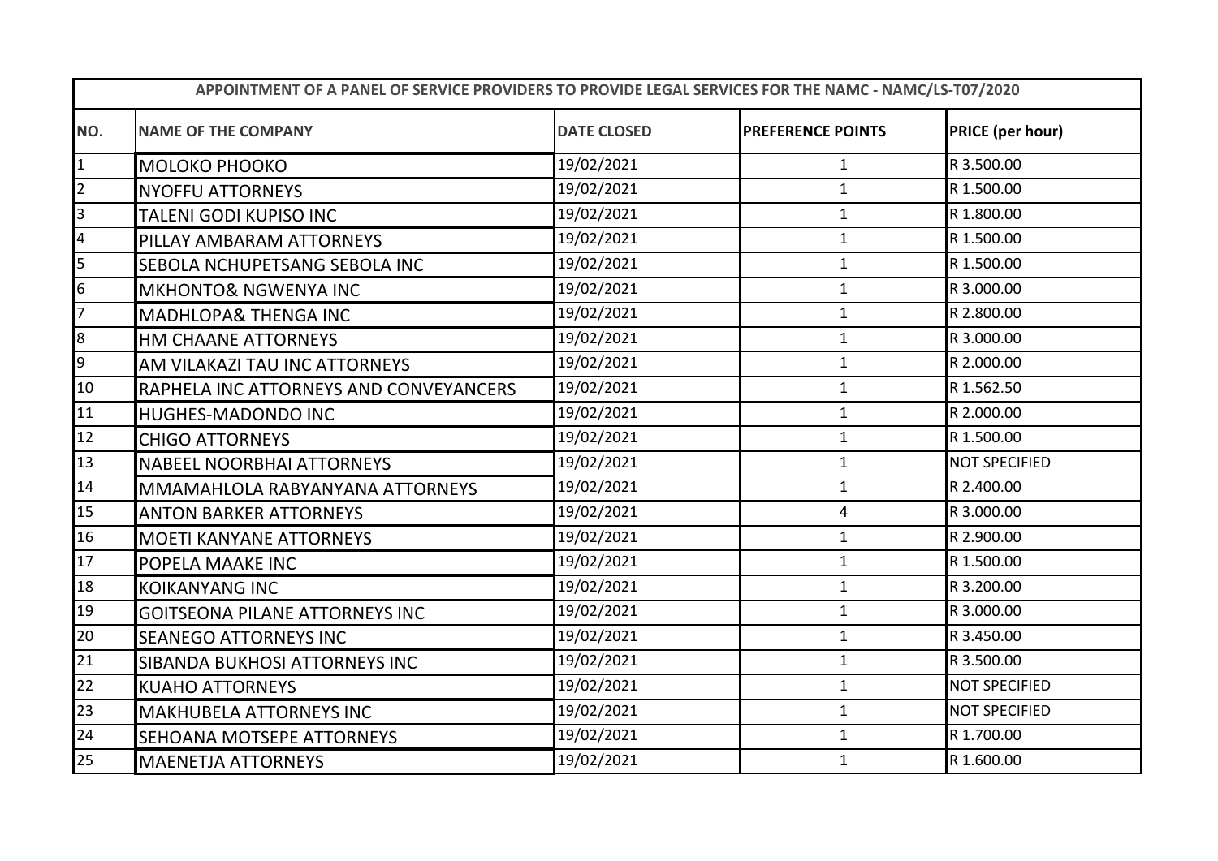| APPOINTMENT OF A PANEL OF SERVICE PROVIDERS TO PROVIDE LEGAL SERVICES FOR THE NAMC - NAMC/LS-T07/2020 | | | | |
|---|---|---|---|---|
| NO. | NAME OF THE COMPANY | DATE CLOSED | PREFERENCE POINTS | PRICE (per hour) |
| 1 | MOLOKO PHOOKO | 19/02/2021 | 1 | R 3.500.00 |
| 2 | NYOFFU ATTORNEYS | 19/02/2021 | 1 | R 1.500.00 |
| 3 | TALENI GODI KUPISO INC | 19/02/2021 | 1 | R 1.800.00 |
| 4 | PILLAY AMBARAM ATTORNEYS | 19/02/2021 | 1 | R 1.500.00 |
| 5 | SEBOLA NCHUPETSANG SEBOLA INC | 19/02/2021 | 1 | R 1.500.00 |
| 6 | MKHONTO& NGWENYA INC | 19/02/2021 | 1 | R 3.000.00 |
| 7 | MADHLOPA& THENGA INC | 19/02/2021 | 1 | R 2.800.00 |
| 8 | HM CHAANE ATTORNEYS | 19/02/2021 | 1 | R 3.000.00 |
| 9 | AM VILAKAZI TAU INC ATTORNEYS | 19/02/2021 | 1 | R 2.000.00 |
| 10 | RAPHELA INC ATTORNEYS AND CONVEYANCERS | 19/02/2021 | 1 | R 1.562.50 |
| 11 | HUGHES-MADONDO INC | 19/02/2021 | 1 | R 2.000.00 |
| 12 | CHIGO ATTORNEYS | 19/02/2021 | 1 | R 1.500.00 |
| 13 | NABEEL NOORBHAI ATTORNEYS | 19/02/2021 | 1 | NOT SPECIFIED |
| 14 | MMAMAHLOLA RABYANYANA ATTORNEYS | 19/02/2021 | 1 | R 2.400.00 |
| 15 | ANTON BARKER ATTORNEYS | 19/02/2021 | 4 | R 3.000.00 |
| 16 | MOETI KANYANE ATTORNEYS | 19/02/2021 | 1 | R 2.900.00 |
| 17 | POPELA MAAKE INC | 19/02/2021 | 1 | R 1.500.00 |
| 18 | KOIKANYANG INC | 19/02/2021 | 1 | R 3.200.00 |
| 19 | GOITSEONA PILANE ATTORNEYS INC | 19/02/2021 | 1 | R 3.000.00 |
| 20 | SEANEGO ATTORNEYS INC | 19/02/2021 | 1 | R 3.450.00 |
| 21 | SIBANDA BUKHOSI ATTORNEYS INC | 19/02/2021 | 1 | R 3.500.00 |
| 22 | KUAHO ATTORNEYS | 19/02/2021 | 1 | NOT SPECIFIED |
| 23 | MAKHUBELA ATTORNEYS INC | 19/02/2021 | 1 | NOT SPECIFIED |
| 24 | SEHOANA MOTSEPE ATTORNEYS | 19/02/2021 | 1 | R 1.700.00 |
| 25 | MAENETJA ATTORNEYS | 19/02/2021 | 1 | R 1.600.00 |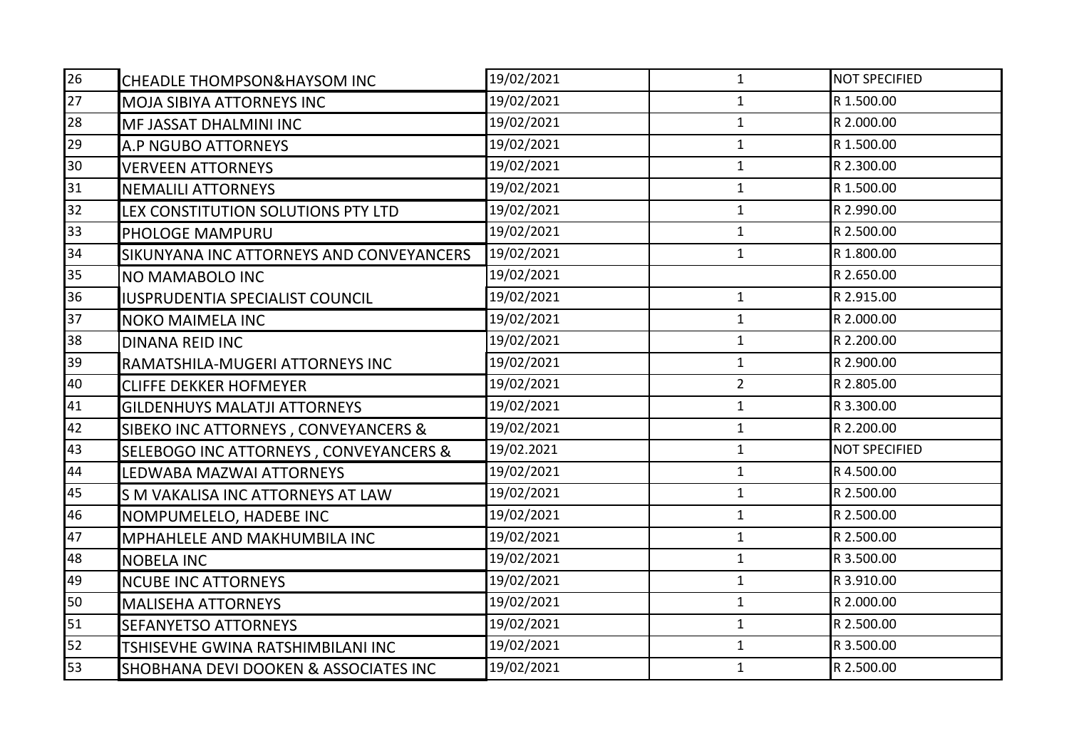| | | | | |
|---|---|---|---|---|
| 26 | CHEADLE THOMPSON&HAYSOM INC | 19/02/2021 | 1 | NOT SPECIFIED |
| 27 | MOJA SIBIYA ATTORNEYS INC | 19/02/2021 | 1 | R 1.500.00 |
| 28 | MF JASSAT DHALMINI INC | 19/02/2021 | 1 | R 2.000.00 |
| 29 | A.P NGUBO ATTORNEYS | 19/02/2021 | 1 | R 1.500.00 |
| 30 | VERVEEN ATTORNEYS | 19/02/2021 | 1 | R 2.300.00 |
| 31 | NEMALILI ATTORNEYS | 19/02/2021 | 1 | R 1.500.00 |
| 32 | LEX CONSTITUTION SOLUTIONS PTY LTD | 19/02/2021 | 1 | R 2.990.00 |
| 33 | PHOLOGE MAMPURU | 19/02/2021 | 1 | R 2.500.00 |
| 34 | SIKUNYANA INC ATTORNEYS AND CONVEYANCERS | 19/02/2021 | 1 | R 1.800.00 |
| 35 | NO MAMABOLO INC | 19/02/2021 | | R 2.650.00 |
| 36 | IUSPRUDENTIA SPECIALIST COUNCIL | 19/02/2021 | 1 | R 2.915.00 |
| 37 | NOKO MAIMELA INC | 19/02/2021 | 1 | R 2.000.00 |
| 38 | DINANA REID INC | 19/02/2021 | 1 | R 2.200.00 |
| 39 | RAMATSHILA-MUGERI ATTORNEYS INC | 19/02/2021 | 1 | R 2.900.00 |
| 40 | CLIFFE DEKKER HOFMEYER | 19/02/2021 | 2 | R 2.805.00 |
| 41 | GILDENHUYS MALATJI ATTORNEYS | 19/02/2021 | 1 | R 3.300.00 |
| 42 | SIBEKO INC ATTORNEYS , CONVEYANCERS & | 19/02/2021 | 1 | R 2.200.00 |
| 43 | SELEBOGO INC ATTORNEYS , CONVEYANCERS & | 19/02.2021 | 1 | NOT SPECIFIED |
| 44 | LEDWABA MAZWAI ATTORNEYS | 19/02/2021 | 1 | R 4.500.00 |
| 45 | S M VAKALISA INC ATTORNEYS AT LAW | 19/02/2021 | 1 | R 2.500.00 |
| 46 | NOMPUMELELO, HADEBE INC | 19/02/2021 | 1 | R 2.500.00 |
| 47 | MPHAHLELE AND MAKHUMBILA INC | 19/02/2021 | 1 | R 2.500.00 |
| 48 | NOBELA INC | 19/02/2021 | 1 | R 3.500.00 |
| 49 | NCUBE INC ATTORNEYS | 19/02/2021 | 1 | R 3.910.00 |
| 50 | MALISEHA ATTORNEYS | 19/02/2021 | 1 | R 2.000.00 |
| 51 | SEFANYETSO ATTORNEYS | 19/02/2021 | 1 | R 2.500.00 |
| 52 | TSHISEVHE GWINA RATSHIMBILANI INC | 19/02/2021 | 1 | R 3.500.00 |
| 53 | SHOBHANA DEVI DOOKEN & ASSOCIATES INC | 19/02/2021 | 1 | R 2.500.00 |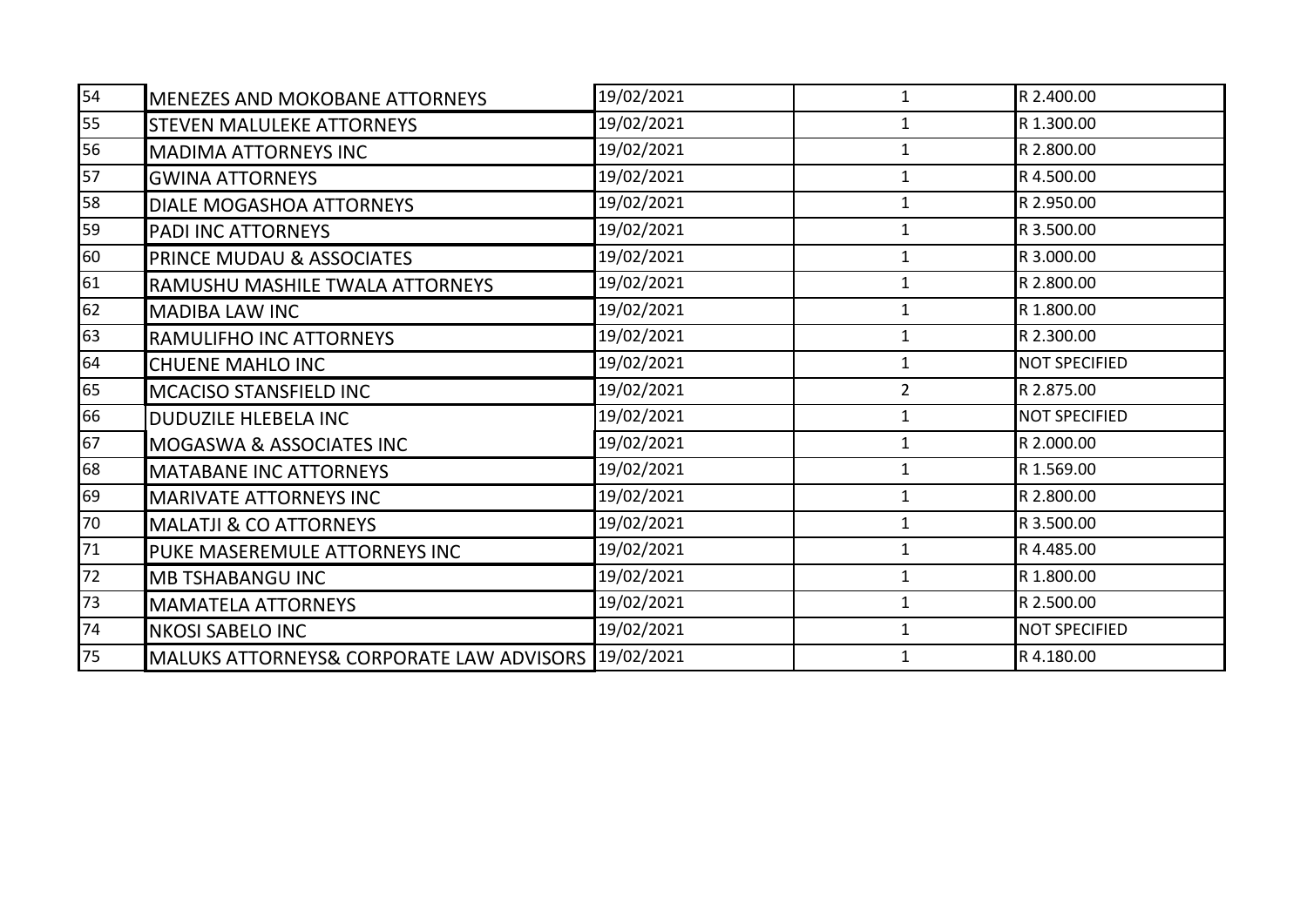| | | | | |
|---|---|---|---|---|
| 54 | MENEZES AND MOKOBANE ATTORNEYS | 19/02/2021 | 1 | R 2.400.00 |
| 55 | STEVEN MALULEKE ATTORNEYS | 19/02/2021 | 1 | R 1.300.00 |
| 56 | MADIMA ATTORNEYS INC | 19/02/2021 | 1 | R 2.800.00 |
| 57 | GWINA ATTORNEYS | 19/02/2021 | 1 | R 4.500.00 |
| 58 | DIALE MOGASHOA ATTORNEYS | 19/02/2021 | 1 | R 2.950.00 |
| 59 | PADI INC ATTORNEYS | 19/02/2021 | 1 | R 3.500.00 |
| 60 | PRINCE MUDAU & ASSOCIATES | 19/02/2021 | 1 | R 3.000.00 |
| 61 | RAMUSHU MASHILE TWALA ATTORNEYS | 19/02/2021 | 1 | R 2.800.00 |
| 62 | MADIBA LAW INC | 19/02/2021 | 1 | R 1.800.00 |
| 63 | RAMULIFHO INC ATTORNEYS | 19/02/2021 | 1 | R 2.300.00 |
| 64 | CHUENE MAHLO INC | 19/02/2021 | 1 | NOT SPECIFIED |
| 65 | MCACISO STANSFIELD INC | 19/02/2021 | 2 | R 2.875.00 |
| 66 | DUDUZILE HLEBELA INC | 19/02/2021 | 1 | NOT SPECIFIED |
| 67 | MOGASWA & ASSOCIATES INC | 19/02/2021 | 1 | R 2.000.00 |
| 68 | MATABANE INC ATTORNEYS | 19/02/2021 | 1 | R 1.569.00 |
| 69 | MARIVATE ATTORNEYS INC | 19/02/2021 | 1 | R 2.800.00 |
| 70 | MALATJI & CO ATTORNEYS | 19/02/2021 | 1 | R 3.500.00 |
| 71 | PUKE MASEREMULE ATTORNEYS INC | 19/02/2021 | 1 | R 4.485.00 |
| 72 | MB TSHABANGU INC | 19/02/2021 | 1 | R 1.800.00 |
| 73 | MAMATELA ATTORNEYS | 19/02/2021 | 1 | R 2.500.00 |
| 74 | NKOSI SABELO INC | 19/02/2021 | 1 | NOT SPECIFIED |
| 75 | MALUKS ATTORNEYS& CORPORATE LAW ADVISORS | 19/02/2021 | 1 | R 4.180.00 |